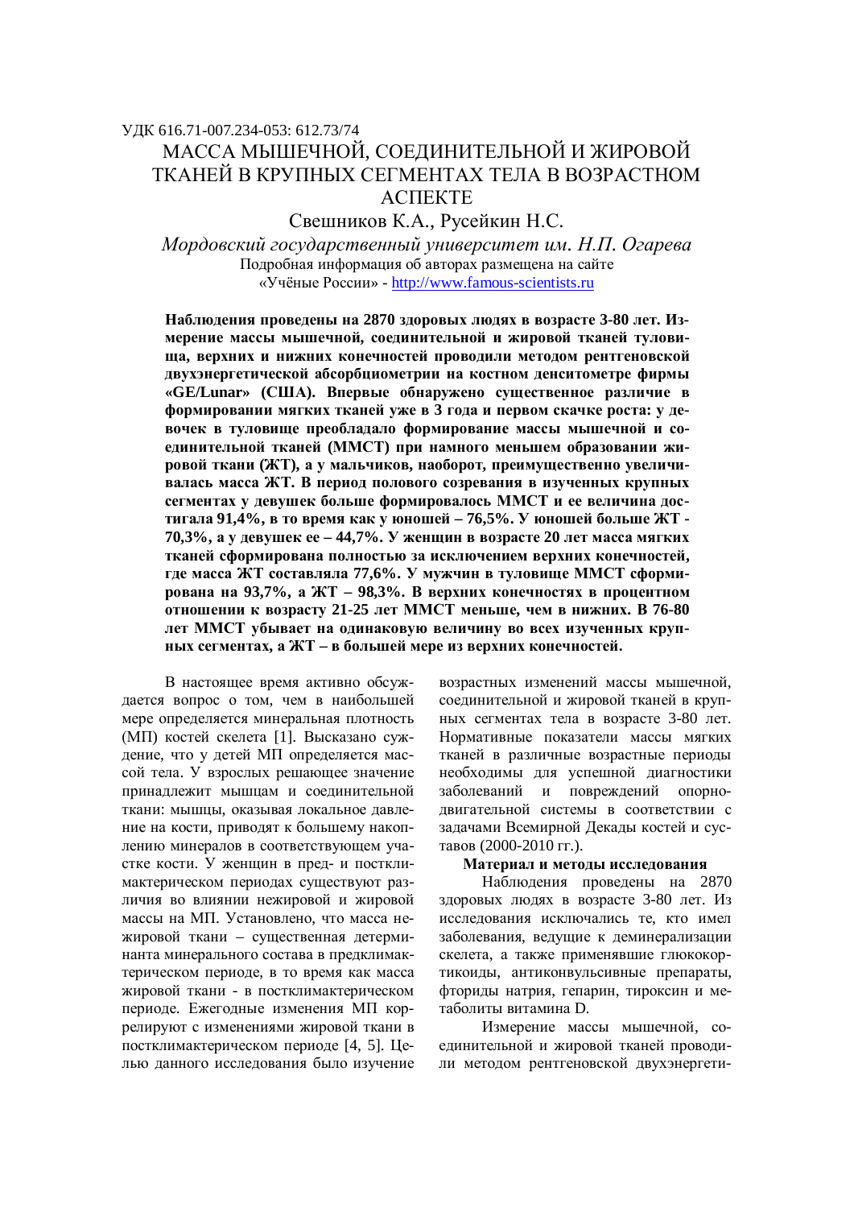УДК 616.71-007.234-053: 612.73/74

# МАССА МЫШЕЧНОЙ, СОЕДИНИТЕЛЬНОЙ И ЖИРОВОЙ ТКАНЕЙ В КРУПНЫХ СЕГМЕНТАХ ТЕЛА В ВОЗРАСТНОМ АСПЕКТЕ

Свешников К.А., Русейкин Н.С.

*Мордовский государственный университет им. Н.П. Огарева*

Подробная информация об авторах размещена на сайте «Учёные России» - http://www.famous-scientists.ru

**Наблюдения проведены на 2870 здоровых людях в возрасте 3-80 лет. Измерение массы мышечной, соединительной и жировой тканей туловища, верхних и нижних конечностей проводили методом рентгеновской двухэнергетической абсорбциометрии на костном денситометре фирмы «GE/Lunar» (США). Впервые обнаружено существенное различие в формировании мягких тканей уже в 3 года и первом скачке роста: у девочек в туловище преобладало формирование массы мышечной и соединительной тканей (ММСТ) при намного меньшем образовании жировой ткани (ЖТ), а у мальчиков, наоборот, преимущественно увеличивалась масса ЖТ. В период полового созревания в изученных крупных сегментах у девушек больше формировалось ММСТ и ее величина достигала 91,4%, в то время как у юношей – 76,5%. У юношей больше ЖТ - 70,3%, а у девушек ее – 44,7%. У женщин в возрасте 20 лет масса мягких тканей сформирована полностью за исключением верхних конечностей, где масса ЖТ составляла 77,6%. У мужчин в туловище ММСТ сформирована на 93,7%, а ЖТ – 98,3%. В верхних конечностях в процентном отношении к возрасту 21-25 лет ММСТ меньше, чем в нижних. В 76-80 лет ММСТ убывает на одинаковую величину во всех изученных крупных сегментах, а ЖТ – в большей мере из верхних конечностей.**

В настоящее время активно обсуждается вопрос о том, чем в наибольшей мере определяется минеральная плотность (МП) костей скелета [1]. Высказано суждение, что у детей МП определяется массой тела. У взрослых решающее значение принадлежит мышцам и соединительной ткани: мышцы, оказывая локальное давление на кости, приводят к большему накоплению минералов в соответствующем участке кости. У женщин в пред- и постклимактерическом периодах существуют различия во влиянии нежировой и жировой массы на МП. Установлено, что масса нежировой ткани – существенная детерминанта минерального состава в предклимактерическом периоде, в то время как масса жировой ткани - в постклимактерическом периоде. Ежегодные изменения МП коррелируют с изменениями жировой ткани в постклимактерическом периоде [4, 5]. Целью данного исследования было изучение возрастных изменений массы мышечной, соединительной и жировой тканей в крупных сегментах тела в возрасте 3-80 лет. Нормативные показатели массы мягких тканей в различные возрастные периоды необходимы для успешной диагностики заболеваний и повреждений опорно-двигательной системы в соответствии с задачами Всемирной Декады костей и суставов (2000-2010 гг.).

## Материал и методы исследования

Наблюдения проведены на 2870 здоровых людях в возрасте 3-80 лет. Из исследования исключались те, кто имел заболевания, ведущие к деминерализации скелета, а также применявшие глюкокортикоиды, антиконвульсивные препараты, фториды натрия, гепарин, тироксин и метаболиты витамина D.

Измерение массы мышечной, соединительной и жировой тканей проводили методом рентгеновской двухэнергети-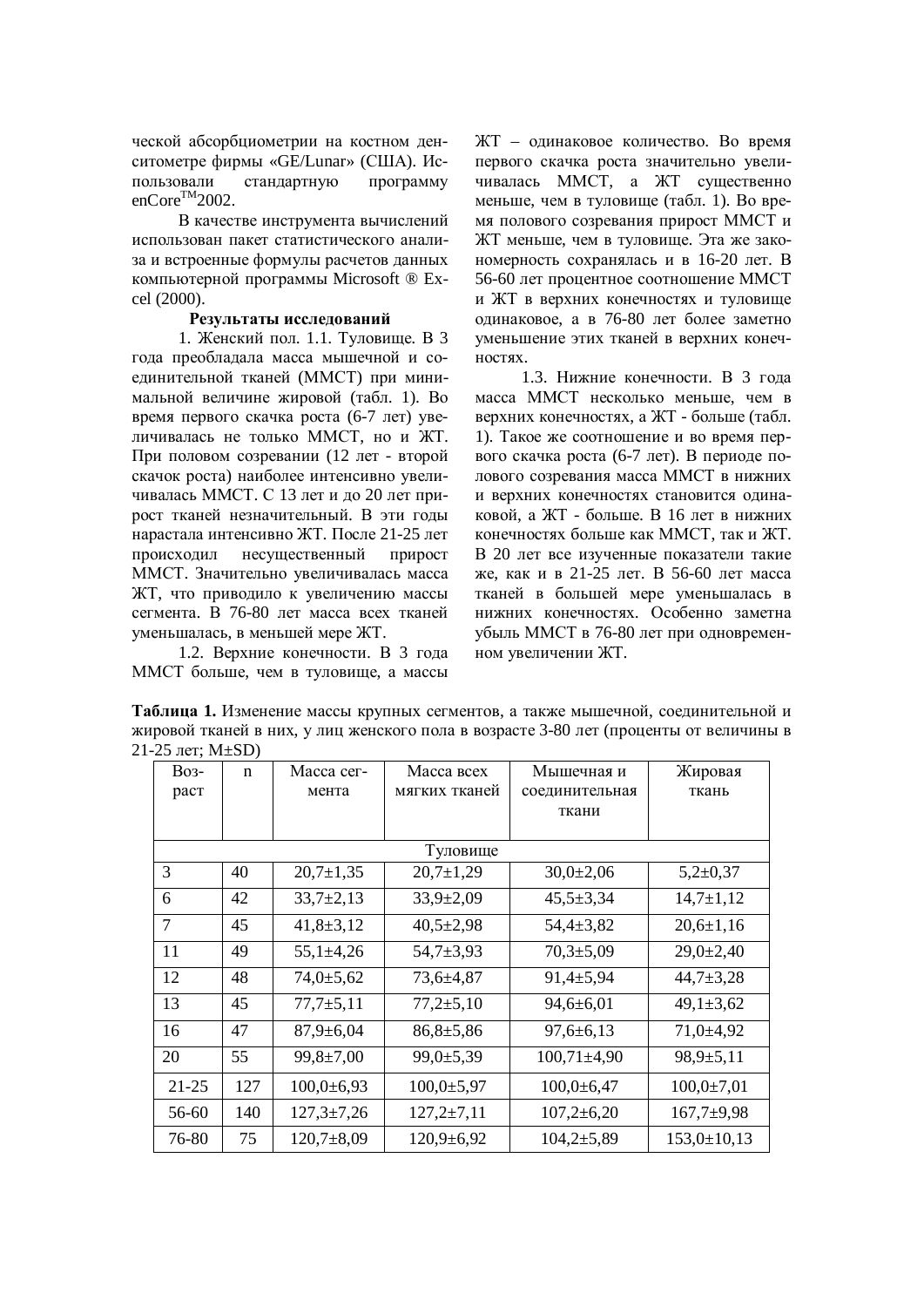ческой абсорбциометрии на костном денситометре фирмы «GE/Lunar» (США). Использовали стандартную программу enCore$^{TM}$2002.

В качестве инструмента вычислений использован пакет статистического анализа и встроенные формулы расчетов данных компьютерной программы Microsoft ® Excel (2000).

**Результаты исследований**

1. Женский пол. 1.1. Туловище. В 3 года преобладала масса мышечной и соединительной тканей (ММСТ) при минимальной величине жировой (табл. 1). Во время первого скачка роста (6-7 лет) увеличивалась не только ММСТ, но и ЖТ. При половом созревании (12 лет - второй скачок роста) наиболее интенсивно увеличивалась ММСТ. С 13 лет и до 20 лет прирост тканей незначительный. В эти годы нарастала интенсивно ЖТ. После 21-25 лет происходил несущественный прирост ММСТ. Значительно увеличивалась масса ЖТ, что приводило к увеличению массы сегмента. В 76-80 лет масса всех тканей уменьшалась, в меньшей мере ЖТ.

1.2. Верхние конечности. В 3 года ММСТ больше, чем в туловище, а массы ЖТ – одинаковое количество. Во время первого скачка роста значительно увеличивалась ММСТ, а ЖТ существенно меньше, чем в туловище (табл. 1). Во время полового созревания прирост ММСТ и ЖТ меньше, чем в туловище. Эта же закономерность сохранялась и в 16-20 лет. В 56-60 лет процентное соотношение ММСТ и ЖТ в верхних конечностях и туловище одинаковое, а в 76-80 лет более заметно уменьшение этих тканей в верхних конечностях.

1.3. Нижние конечности. В 3 года масса ММСТ несколько меньше, чем в верхних конечностях, а ЖТ - больше (табл. 1). Такое же соотношение и во время первого скачка роста (6-7 лет). В периоде полового созревания масса ММСТ в нижних и верхних конечностях становится одинаковой, а ЖТ - больше. В 16 лет в нижних конечностях больше как ММСТ, так и ЖТ. В 20 лет все изученные показатели такие же, как и в 21-25 лет. В 56-60 лет масса тканей в большей мере уменьшалась в нижних конечностях. Особенно заметна убыль ММСТ в 76-80 лет при одновременном увеличении ЖТ.

**Таблица 1.** Изменение массы крупных сегментов, а также мышечной, соединительной и жировой тканей в них, у лиц женского пола в возрасте 3-80 лет (проценты от величины в 21-25 лет; M±SD)

| Возраст | n | Масса сегмента | Масса всех мягких тканей | Мышечная и соединительная ткани | Жировая ткань |
|---|---|---|---|---|---|
| Туловище | | | | | |
| 3 | 40 | 20,7±1,35 | 20,7±1,29 | 30,0±2,06 | 5,2±0,37 |
| 6 | 42 | 33,7±2,13 | 33,9±2,09 | 45,5±3,34 | 14,7±1,12 |
| 7 | 45 | 41,8±3,12 | 40,5±2,98 | 54,4±3,82 | 20,6±1,16 |
| 11 | 49 | 55,1±4,26 | 54,7±3,93 | 70,3±5,09 | 29,0±2,40 |
| 12 | 48 | 74,0±5,62 | 73,6±4,87 | 91,4±5,94 | 44,7±3,28 |
| 13 | 45 | 77,7±5,11 | 77,2±5,10 | 94,6±6,01 | 49,1±3,62 |
| 16 | 47 | 87,9±6,04 | 86,8±5,86 | 97,6±6,13 | 71,0±4,92 |
| 20 | 55 | 99,8±7,00 | 99,0±5,39 | 100,71±4,90 | 98,9±5,11 |
| 21-25 | 127 | 100,0±6,93 | 100,0±5,97 | 100,0±6,47 | 100,0±7,01 |
| 56-60 | 140 | 127,3±7,26 | 127,2±7,11 | 107,2±6,20 | 167,7±9,98 |
| 76-80 | 75 | 120,7±8,09 | 120,9±6,92 | 104,2±5,89 | 153,0±10,13 |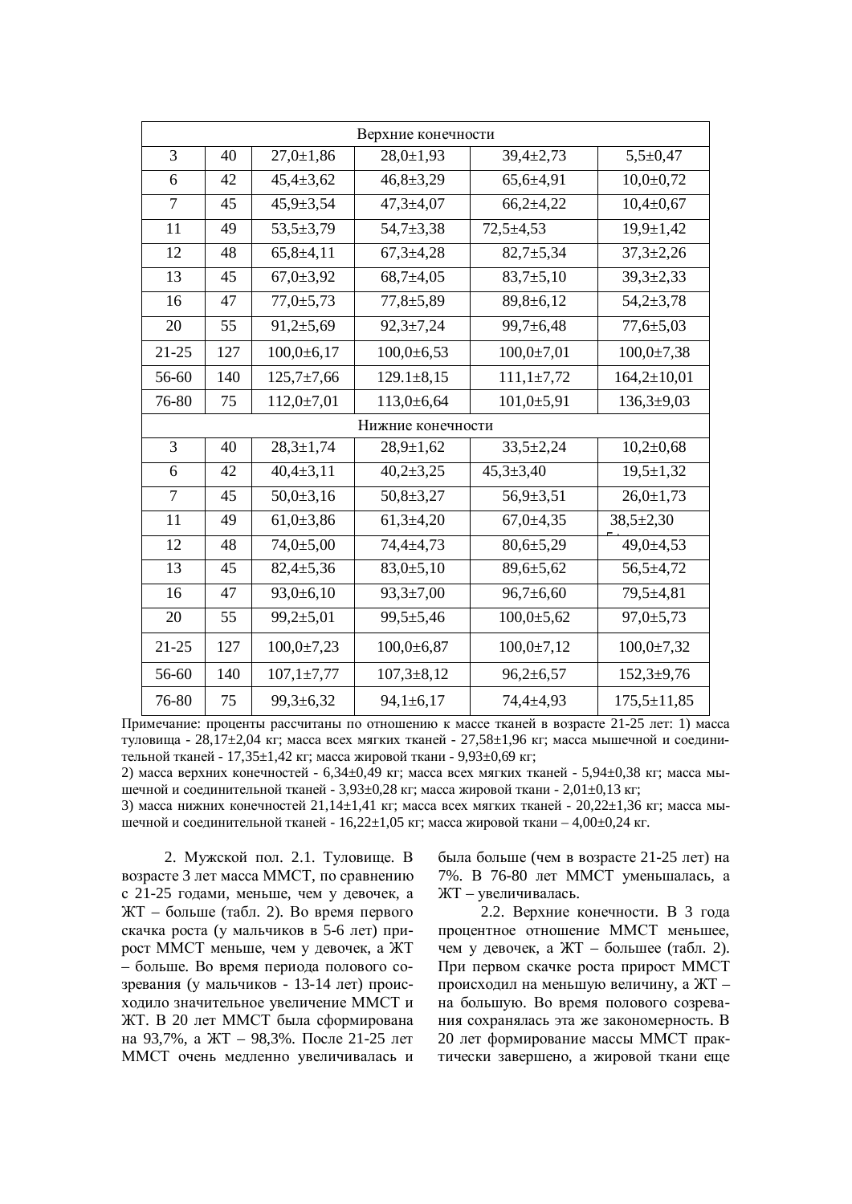| | | | | | |
|---|---|---|---|---|---|
| Верхние конечности | | | | | |
| 3 | 40 | 27,0±1,86 | 28,0±1,93 | 39,4±2,73 | 5,5±0,47 |
| 6 | 42 | 45,4±3,62 | 46,8±3,29 | 65,6±4,91 | 10,0±0,72 |
| 7 | 45 | 45,9±3,54 | 47,3±4,07 | 66,2±4,22 | 10,4±0,67 |
| 11 | 49 | 53,5±3,79 | 54,7±3,38 | 72,5±4,53 | 19,9±1,42 |
| 12 | 48 | 65,8±4,11 | 67,3±4,28 | 82,7±5,34 | 37,3±2,26 |
| 13 | 45 | 67,0±3,92 | 68,7±4,05 | 83,7±5,10 | 39,3±2,33 |
| 16 | 47 | 77,0±5,73 | 77,8±5,89 | 89,8±6,12 | 54,2±3,78 |
| 20 | 55 | 91,2±5,69 | 92,3±7,24 | 99,7±6,48 | 77,6±5,03 |
| 21-25 | 127 | 100,0±6,17 | 100,0±6,53 | 100,0±7,01 | 100,0±7,38 |
| 56-60 | 140 | 125,7±7,66 | 129.1±8,15 | 111,1±7,72 | 164,2±10,01 |
| 76-80 | 75 | 112,0±7,01 | 113,0±6,64 | 101,0±5,91 | 136,3±9,03 |
| Нижние конечности | | | | | |
| 3 | 40 | 28,3±1,74 | 28,9±1,62 | 33,5±2,24 | 10,2±0,68 |
| 6 | 42 | 40,4±3,11 | 40,2±3,25 | 45,3±3,40 | 19,5±1,32 |
| 7 | 45 | 50,0±3,16 | 50,8±3,27 | 56,9±3,51 | 26,0±1,73 |
| 11 | 49 | 61,0±3,86 | 61,3±4,20 | 67,0±4,35 | 38,5±2,30 |
| 12 | 48 | 74,0±5,00 | 74,4±4,73 | 80,6±5,29 | 49,0±4,53 |
| 13 | 45 | 82,4±5,36 | 83,0±5,10 | 89,6±5,62 | 56,5±4,72 |
| 16 | 47 | 93,0±6,10 | 93,3±7,00 | 96,7±6,60 | 79,5±4,81 |
| 20 | 55 | 99,2±5,01 | 99,5±5,46 | 100,0±5,62 | 97,0±5,73 |
| 21-25 | 127 | 100,0±7,23 | 100,0±6,87 | 100,0±7,12 | 100,0±7,32 |
| 56-60 | 140 | 107,1±7,77 | 107,3±8,12 | 96,2±6,57 | 152,3±9,76 |
| 76-80 | 75 | 99,3±6,32 | 94,1±6,17 | 74,4±4,93 | 175,5±11,85 |

Примечание: проценты рассчитаны по отношению к массе тканей в возрасте 21-25 лет: 1) масса туловища - 28,17±2,04 кг; масса всех мягких тканей - 27,58±1,96 кг; масса мышечной и соединительной тканей - 17,35±1,42 кг; масса жировой ткани - 9,93±0,69 кг;
2) масса верхних конечностей - 6,34±0,49 кг; масса всех мягких тканей - 5,94±0,38 кг; масса мышечной и соединительной тканей - 3,93±0,28 кг; масса жировой ткани - 2,01±0,13 кг;
3) масса нижних конечностей 21,14±1,41 кг; масса всех мягких тканей - 20,22±1,36 кг; масса мышечной и соединительной тканей - 16,22±1,05 кг; масса жировой ткани – 4,00±0,24 кг.

2. Мужской пол. 2.1. Туловище. В возрасте 3 лет масса ММСТ, по сравнению с 21-25 годами, меньше, чем у девочек, а ЖТ – больше (табл. 2). Во время первого скачка роста (у мальчиков в 5-6 лет) прирост ММСТ меньше, чем у девочек, а ЖТ – больше. Во время периода полового созревания (у мальчиков - 13-14 лет) происходило значительное увеличение ММСТ и ЖТ. В 20 лет ММСТ была сформирована на 93,7%, а ЖТ – 98,3%. После 21-25 лет ММСТ очень медленно увеличивалась и была больше (чем в возрасте 21-25 лет) на 7%. В 76-80 лет ММСТ уменьшалась, а ЖТ – увеличивалась.

2.2. Верхние конечности. В 3 года процентное отношение ММСТ меньшее, чем у девочек, а ЖТ – большее (табл. 2). При первом скачке роста прирост ММСТ происходил на меньшую величину, а ЖТ – на большую. Во время полового созревания сохранялась эта же закономерность. В 20 лет формирование массы ММСТ практически завершено, а жировой ткани еще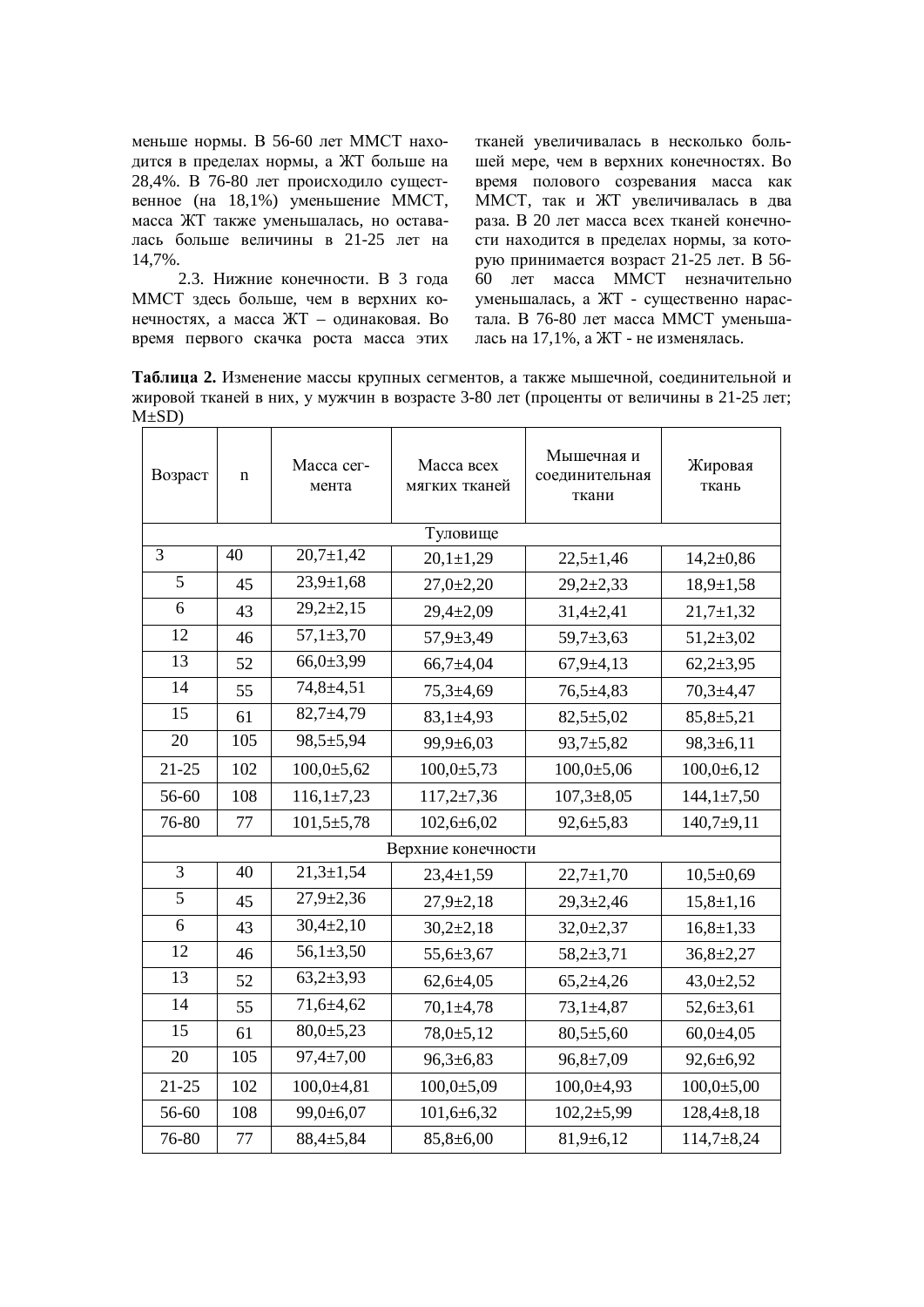меньше нормы. В 56-60 лет ММСТ находится в пределах нормы, а ЖТ больше на 28,4%. В 76-80 лет происходило существенное (на 18,1%) уменьшение ММСТ, масса ЖТ также уменьшалась, но оставалась больше величины в 21-25 лет на 14,7%.

2.3. Нижние конечности. В 3 года ММСТ здесь больше, чем в верхних конечностях, а масса ЖТ – одинаковая. Во время первого скачка роста масса этих тканей увеличивалась в несколько большей мере, чем в верхних конечностях. Во время полового созревания масса как ММСТ, так и ЖТ увеличивалась в два раза. В 20 лет масса всех тканей конечности находится в пределах нормы, за которую принимается возраст 21-25 лет. В 56-60 лет масса ММСТ незначительно уменьшалась, а ЖТ - существенно нарастала. В 76-80 лет масса ММСТ уменьшалась на 17,1%, а ЖТ - не изменялась.

**Таблица 2.** Изменение массы крупных сегментов, а также мышечной, соединительной и жировой тканей в них, у мужчин в возрасте 3-80 лет (проценты от величины в 21-25 лет; M±SD)

| Возраст | n | Масса сегмента | Масса всех мягких тканей | Мышечная и соединительная ткани | Жировая ткань |
|---|---|---|---|---|---|
| Туловище | | | | | |
| 3 | 40 | 20,7±1,42 | 20,1±1,29 | 22,5±1,46 | 14,2±0,86 |
| 5 | 45 | 23,9±1,68 | 27,0±2,20 | 29,2±2,33 | 18,9±1,58 |
| 6 | 43 | 29,2±2,15 | 29,4±2,09 | 31,4±2,41 | 21,7±1,32 |
| 12 | 46 | 57,1±3,70 | 57,9±3,49 | 59,7±3,63 | 51,2±3,02 |
| 13 | 52 | 66,0±3,99 | 66,7±4,04 | 67,9±4,13 | 62,2±3,95 |
| 14 | 55 | 74,8±4,51 | 75,3±4,69 | 76,5±4,83 | 70,3±4,47 |
| 15 | 61 | 82,7±4,79 | 83,1±4,93 | 82,5±5,02 | 85,8±5,21 |
| 20 | 105 | 98,5±5,94 | 99,9±6,03 | 93,7±5,82 | 98,3±6,11 |
| 21-25 | 102 | 100,0±5,62 | 100,0±5,73 | 100,0±5,06 | 100,0±6,12 |
| 56-60 | 108 | 116,1±7,23 | 117,2±7,36 | 107,3±8,05 | 144,1±7,50 |
| 76-80 | 77 | 101,5±5,78 | 102,6±6,02 | 92,6±5,83 | 140,7±9,11 |
| Верхние конечности | | | | | |
| 3 | 40 | 21,3±1,54 | 23,4±1,59 | 22,7±1,70 | 10,5±0,69 |
| 5 | 45 | 27,9±2,36 | 27,9±2,18 | 29,3±2,46 | 15,8±1,16 |
| 6 | 43 | 30,4±2,10 | 30,2±2,18 | 32,0±2,37 | 16,8±1,33 |
| 12 | 46 | 56,1±3,50 | 55,6±3,67 | 58,2±3,71 | 36,8±2,27 |
| 13 | 52 | 63,2±3,93 | 62,6±4,05 | 65,2±4,26 | 43,0±2,52 |
| 14 | 55 | 71,6±4,62 | 70,1±4,78 | 73,1±4,87 | 52,6±3,61 |
| 15 | 61 | 80,0±5,23 | 78,0±5,12 | 80,5±5,60 | 60,0±4,05 |
| 20 | 105 | 97,4±7,00 | 96,3±6,83 | 96,8±7,09 | 92,6±6,92 |
| 21-25 | 102 | 100,0±4,81 | 100,0±5,09 | 100,0±4,93 | 100,0±5,00 |
| 56-60 | 108 | 99,0±6,07 | 101,6±6,32 | 102,2±5,99 | 128,4±8,18 |
| 76-80 | 77 | 88,4±5,84 | 85,8±6,00 | 81,9±6,12 | 114,7±8,24 |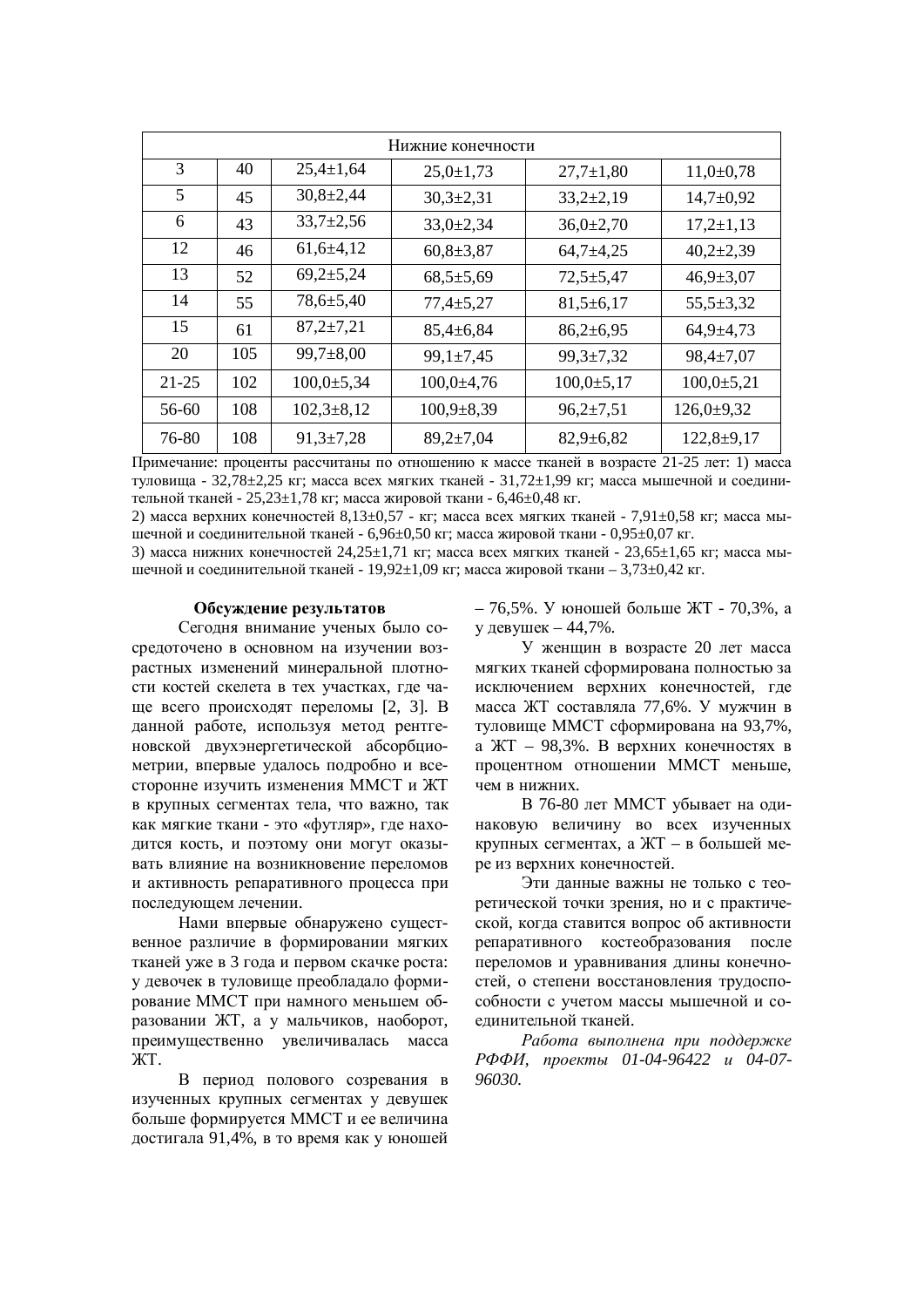| Нижние конечности | | | | | |
|---|---|---|---|---|---|
| 3 | 40 | 25,4±1,64 | 25,0±1,73 | 27,7±1,80 | 11,0±0,78 |
| 5 | 45 | 30,8±2,44 | 30,3±2,31 | 33,2±2,19 | 14,7±0,92 |
| 6 | 43 | 33,7±2,56 | 33,0±2,34 | 36,0±2,70 | 17,2±1,13 |
| 12 | 46 | 61,6±4,12 | 60,8±3,87 | 64,7±4,25 | 40,2±2,39 |
| 13 | 52 | 69,2±5,24 | 68,5±5,69 | 72,5±5,47 | 46,9±3,07 |
| 14 | 55 | 78,6±5,40 | 77,4±5,27 | 81,5±6,17 | 55,5±3,32 |
| 15 | 61 | 87,2±7,21 | 85,4±6,84 | 86,2±6,95 | 64,9±4,73 |
| 20 | 105 | 99,7±8,00 | 99,1±7,45 | 99,3±7,32 | 98,4±7,07 |
| 21-25 | 102 | 100,0±5,34 | 100,0±4,76 | 100,0±5,17 | 100,0±5,21 |
| 56-60 | 108 | 102,3±8,12 | 100,9±8,39 | 96,2±7,51 | 126,0±9,32 |
| 76-80 | 108 | 91,3±7,28 | 89,2±7,04 | 82,9±6,82 | 122,8±9,17 |

Примечание: проценты рассчитаны по отношению к массе тканей в возрасте 21-25 лет: 1) масса туловища - 32,78±2,25 кг; масса всех мягких тканей - 31,72±1,99 кг; масса мышечной и соединительной тканей - 25,23±1,78 кг; масса жировой ткани - 6,46±0,48 кг.

2) масса верхних конечностей 8,13±0,57 - кг; масса всех мягких тканей - 7,91±0,58 кг; масса мышечной и соединительной тканей - 6,96±0,50 кг; масса жировой ткани - 0,95±0,07 кг.

3) масса нижних конечностей 24,25±1,71 кг; масса всех мягких тканей - 23,65±1,65 кг; масса мышечной и соединительной тканей - 19,92±1,09 кг; масса жировой ткани – 3,73±0,42 кг.

## Обсуждение результатов

Сегодня внимание ученых было сосредоточено в основном на изучении возрастных изменений минеральной плотности костей скелета в тех участках, где чаще всего происходят переломы [2, 3]. В данной работе, используя метод рентгеновской двухэнергетической абсорбциометрии, впервые удалось подробно и всесторонне изучить изменения ММСТ и ЖТ в крупных сегментах тела, что важно, так как мягкие ткани - это «футляр», где находится кость, и поэтому они могут оказывать влияние на возникновение переломов и активность репаративного процесса при последующем лечении.

Нами впервые обнаружено существенное различие в формировании мягких тканей уже в 3 года и первом скачке роста: у девочек в туловище преобладало формирование ММСТ при намного меньшем образовании ЖТ, а у мальчиков, наоборот, преимущественно увеличивалась масса ЖТ.

В период полового созревания в изученных крупных сегментах у девушек больше формируется ММСТ и ее величина достигала 91,4%, в то время как у юношей – 76,5%. У юношей больше ЖТ - 70,3%, а у девушек – 44,7%.

У женщин в возрасте 20 лет масса мягких тканей сформирована полностью за исключением верхних конечностей, где масса ЖТ составляла 77,6%. У мужчин в туловище ММСТ сформирована на 93,7%, а ЖТ – 98,3%. В верхних конечностях в процентном отношении ММСТ меньше, чем в нижних.

В 76-80 лет ММСТ убывает на одинаковую величину во всех изученных крупных сегментах, а ЖТ – в большей мере из верхних конечностей.

Эти данные важны не только с теоретической точки зрения, но и с практической, когда ставится вопрос об активности репаративного костеобразования после переломов и уравнивания длины конечностей, о степени восстановления трудоспособности с учетом массы мышечной и соединительной тканей.

*Работа выполнена при поддержке РФФИ, проекты 01-04-96422 и 04-07-96030.*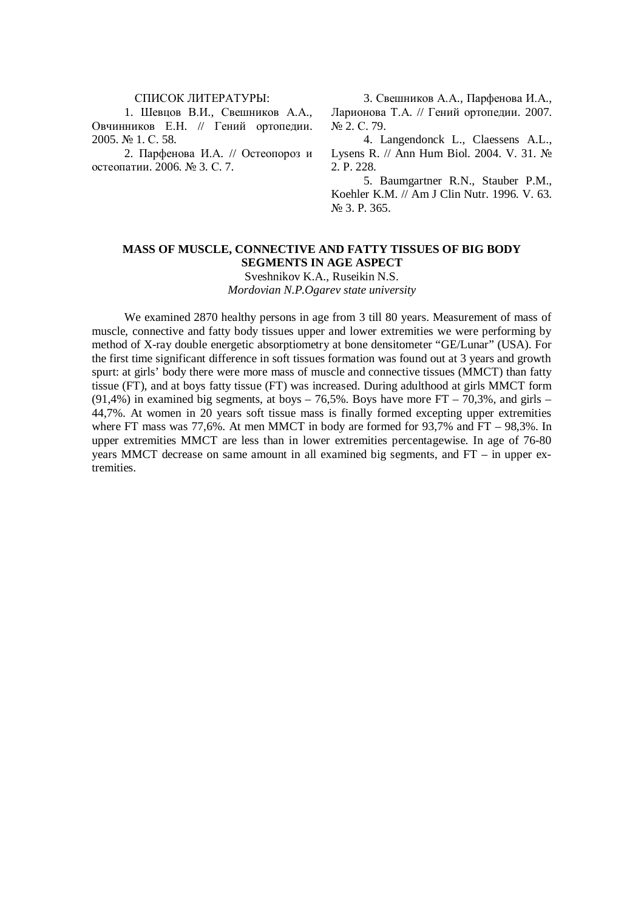СПИСОК ЛИТЕРАТУРЫ:

1. Шевцов В.И., Свешников А.А., Овчинников Е.Н. // Гений ортопедии. 2005. № 1. С. 58.

2. Парфенова И.А. // Остеопороз и остеопатии. 2006. № 3. С. 7.

3. Свешников А.А., Парфенова И.А., Ларионова Т.А. // Гений ортопедии. 2007. № 2. С. 79.

4. Langendonck L., Claessens A.L., Lysens R. // Ann Hum Biol. 2004. V. 31. № 2. P. 228.

5. Baumgartner R.N., Stauber P.M., Koehler K.M. // Am J Clin Nutr. 1996. V. 63. № 3. P. 365.

## MASS OF MUSCLE, CONNECTIVE AND FATTY TISSUES OF BIG BODY SEGMENTS IN AGE ASPECT

Sveshnikov K.A., Ruseikin N.S.

*Mordovian N.P.Ogarev state university*

We examined 2870 healthy persons in age from 3 till 80 years. Measurement of mass of muscle, connective and fatty body tissues upper and lower extremities we were performing by method of X-ray double energetic absorptiometry at bone densitometer "GE/Lunar" (USA). For the first time significant difference in soft tissues formation was found out at 3 years and growth spurt: at girls' body there were more mass of muscle and connective tissues (MMCT) than fatty tissue (FT), and at boys fatty tissue (FT) was increased. During adulthood at girls MMCT form (91,4%) in examined big segments, at boys – 76,5%. Boys have more FT – 70,3%, and girls – 44,7%. At women in 20 years soft tissue mass is finally formed excepting upper extremities where FT mass was 77,6%. At men MMCT in body are formed for 93,7% and FT – 98,3%. In upper extremities MMCT are less than in lower extremities percentagewise. In age of 76-80 years MMCT decrease on same amount in all examined big segments, and FT – in upper extremities.